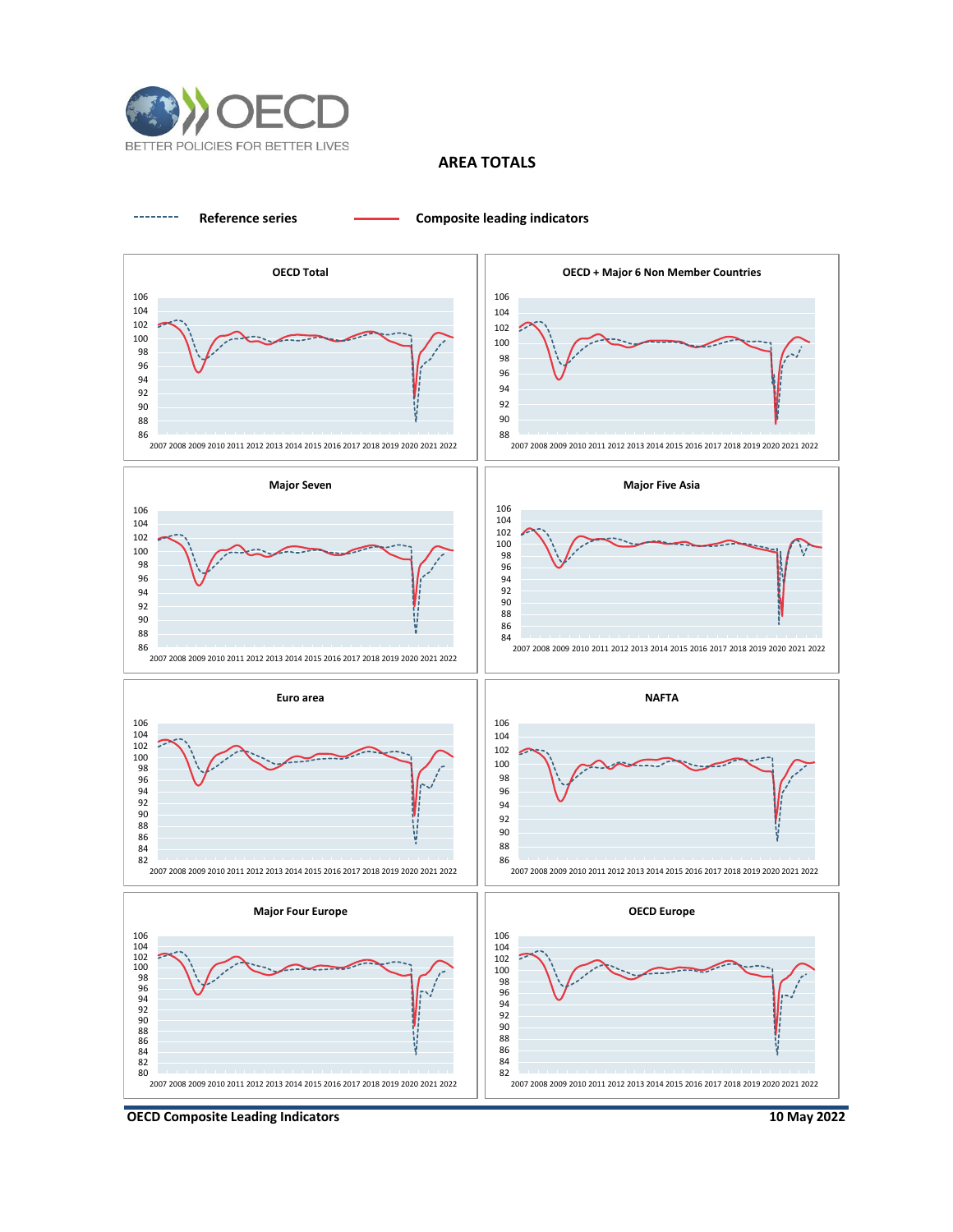# AREA TOTALS

Reference series — Composite leading indicators

**OECD Total**

**OECD + Major 6 Non Member Countries**

**Major Seven**

**Major Five Asia**

**Euro area**

**NAFTA**

**Major Four Europe**

**OECD Europe**

**OECD Composite Leading Indicators** — **10 May 2022**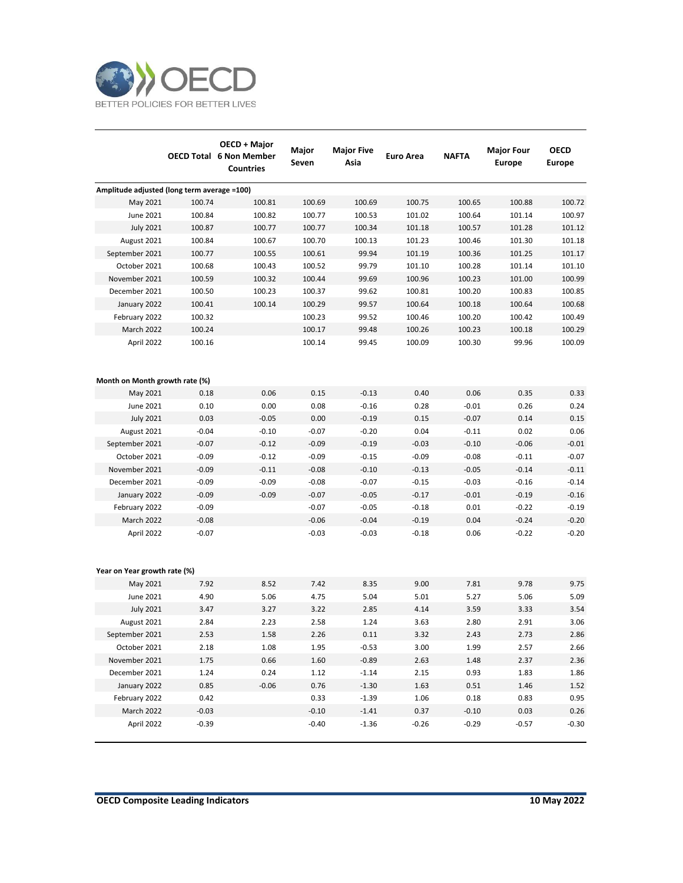| | OECD Total | OECD + Major 6 Non Member Countries | Major Seven | Major Five Asia | Euro Area | NAFTA | Major Four Europe | OECD Europe |
|---|---|---|---|---|---|---|---|---|
| **Amplitude adjusted (long term average =100)** | | | | | | | | |
| May 2021 | 100.74 | 100.81 | 100.69 | 100.69 | 100.75 | 100.65 | 100.88 | 100.72 |
| June 2021 | 100.84 | 100.82 | 100.77 | 100.53 | 101.02 | 100.64 | 101.14 | 100.97 |
| July 2021 | 100.87 | 100.77 | 100.77 | 100.34 | 101.18 | 100.57 | 101.28 | 101.12 |
| August 2021 | 100.84 | 100.67 | 100.70 | 100.13 | 101.23 | 100.46 | 101.30 | 101.18 |
| September 2021 | 100.77 | 100.55 | 100.61 | 99.94 | 101.19 | 100.36 | 101.25 | 101.17 |
| October 2021 | 100.68 | 100.43 | 100.52 | 99.79 | 101.10 | 100.28 | 101.14 | 101.10 |
| November 2021 | 100.59 | 100.32 | 100.44 | 99.69 | 100.96 | 100.23 | 101.00 | 100.99 |
| December 2021 | 100.50 | 100.23 | 100.37 | 99.62 | 100.81 | 100.20 | 100.83 | 100.85 |
| January 2022 | 100.41 | 100.14 | 100.29 | 99.57 | 100.64 | 100.18 | 100.64 | 100.68 |
| February 2022 | 100.32 | | 100.23 | 99.52 | 100.46 | 100.20 | 100.42 | 100.49 |
| March 2022 | 100.24 | | 100.17 | 99.48 | 100.26 | 100.23 | 100.18 | 100.29 |
| April 2022 | 100.16 | | 100.14 | 99.45 | 100.09 | 100.30 | 99.96 | 100.09 |
| **Month on Month growth rate (%)** | | | | | | | | |
| May 2021 | 0.18 | 0.06 | 0.15 | -0.13 | 0.40 | 0.06 | 0.35 | 0.33 |
| June 2021 | 0.10 | 0.00 | 0.08 | -0.16 | 0.28 | -0.01 | 0.26 | 0.24 |
| July 2021 | 0.03 | -0.05 | 0.00 | -0.19 | 0.15 | -0.07 | 0.14 | 0.15 |
| August 2021 | -0.04 | -0.10 | -0.07 | -0.20 | 0.04 | -0.11 | 0.02 | 0.06 |
| September 2021 | -0.07 | -0.12 | -0.09 | -0.19 | -0.03 | -0.10 | -0.06 | -0.01 |
| October 2021 | -0.09 | -0.12 | -0.09 | -0.15 | -0.09 | -0.08 | -0.11 | -0.07 |
| November 2021 | -0.09 | -0.11 | -0.08 | -0.10 | -0.13 | -0.05 | -0.14 | -0.11 |
| December 2021 | -0.09 | -0.09 | -0.08 | -0.07 | -0.15 | -0.03 | -0.16 | -0.14 |
| January 2022 | -0.09 | -0.09 | -0.07 | -0.05 | -0.17 | -0.01 | -0.19 | -0.16 |
| February 2022 | -0.09 | | -0.07 | -0.05 | -0.18 | 0.01 | -0.22 | -0.19 |
| March 2022 | -0.08 | | -0.06 | -0.04 | -0.19 | 0.04 | -0.24 | -0.20 |
| April 2022 | -0.07 | | -0.03 | -0.03 | -0.18 | 0.06 | -0.22 | -0.20 |
| **Year on Year growth rate (%)** | | | | | | | | |
| May 2021 | 7.92 | 8.52 | 7.42 | 8.35 | 9.00 | 7.81 | 9.78 | 9.75 |
| June 2021 | 4.90 | 5.06 | 4.75 | 5.04 | 5.01 | 5.27 | 5.06 | 5.09 |
| July 2021 | 3.47 | 3.27 | 3.22 | 2.85 | 4.14 | 3.59 | 3.33 | 3.54 |
| August 2021 | 2.84 | 2.23 | 2.58 | 1.24 | 3.63 | 2.80 | 2.91 | 3.06 |
| September 2021 | 2.53 | 1.58 | 2.26 | 0.11 | 3.32 | 2.43 | 2.73 | 2.86 |
| October 2021 | 2.18 | 1.08 | 1.95 | -0.53 | 3.00 | 1.99 | 2.57 | 2.66 |
| November 2021 | 1.75 | 0.66 | 1.60 | -0.89 | 2.63 | 1.48 | 2.37 | 2.36 |
| December 2021 | 1.24 | 0.24 | 1.12 | -1.14 | 2.15 | 0.93 | 1.83 | 1.86 |
| January 2022 | 0.85 | -0.06 | 0.76 | -1.30 | 1.63 | 0.51 | 1.46 | 1.52 |
| February 2022 | 0.42 | | 0.33 | -1.39 | 1.06 | 0.18 | 0.83 | 0.95 |
| March 2022 | -0.03 | | -0.10 | -1.41 | 0.37 | -0.10 | 0.03 | 0.26 |
| April 2022 | -0.39 | | -0.40 | -1.36 | -0.26 | -0.29 | -0.57 | -0.30 |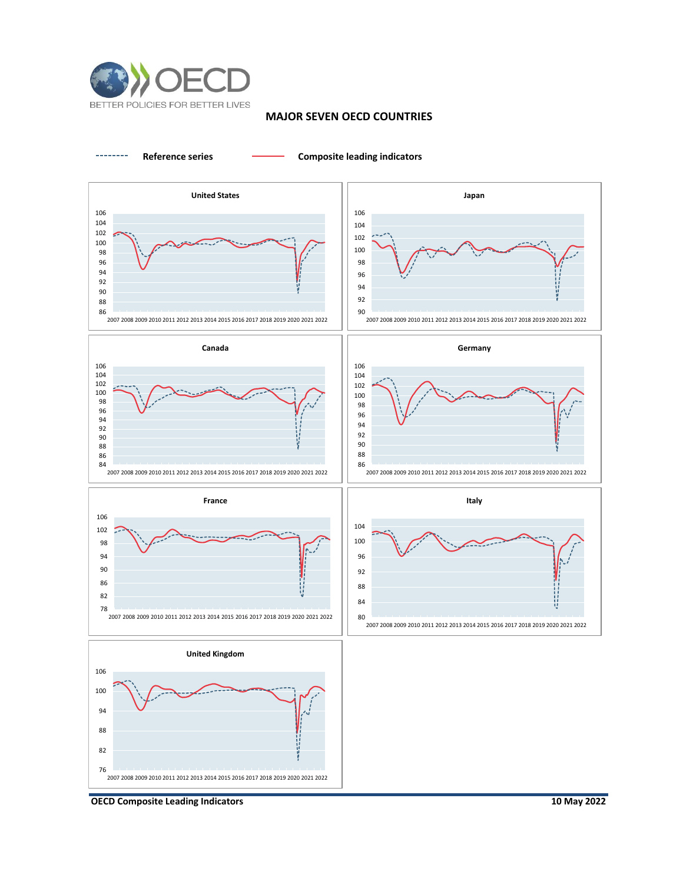# MAJOR SEVEN OECD COUNTRIES

Reference series — Composite leading indicators

**United States**

**Japan**

**Canada**

**Germany**

**France**

**Italy**

**United Kingdom**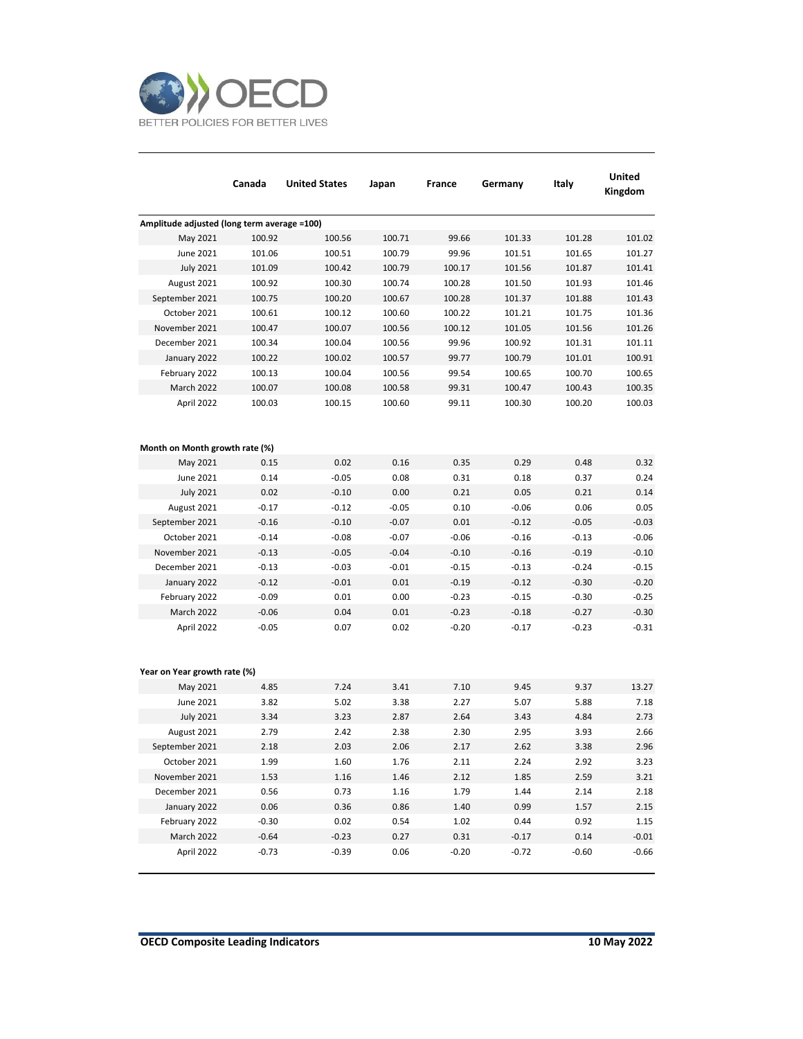|  | Canada | United States | Japan | France | Germany | Italy | United Kingdom |
|---|---|---|---|---|---|---|---|
| **Amplitude adjusted (long term average =100)** | | | | | | | |
| May 2021 | 100.92 | 100.56 | 100.71 | 99.66 | 101.33 | 101.28 | 101.02 |
| June 2021 | 101.06 | 100.51 | 100.79 | 99.96 | 101.51 | 101.65 | 101.27 |
| July 2021 | 101.09 | 100.42 | 100.79 | 100.17 | 101.56 | 101.87 | 101.41 |
| August 2021 | 100.92 | 100.30 | 100.74 | 100.28 | 101.50 | 101.93 | 101.46 |
| September 2021 | 100.75 | 100.20 | 100.67 | 100.28 | 101.37 | 101.88 | 101.43 |
| October 2021 | 100.61 | 100.12 | 100.60 | 100.22 | 101.21 | 101.75 | 101.36 |
| November 2021 | 100.47 | 100.07 | 100.56 | 100.12 | 101.05 | 101.56 | 101.26 |
| December 2021 | 100.34 | 100.04 | 100.56 | 99.96 | 100.92 | 101.31 | 101.11 |
| January 2022 | 100.22 | 100.02 | 100.57 | 99.77 | 100.79 | 101.01 | 100.91 |
| February 2022 | 100.13 | 100.04 | 100.56 | 99.54 | 100.65 | 100.70 | 100.65 |
| March 2022 | 100.07 | 100.08 | 100.58 | 99.31 | 100.47 | 100.43 | 100.35 |
| April 2022 | 100.03 | 100.15 | 100.60 | 99.11 | 100.30 | 100.20 | 100.03 |
| **Month on Month growth rate (%)** | | | | | | | |
| May 2021 | 0.15 | 0.02 | 0.16 | 0.35 | 0.29 | 0.48 | 0.32 |
| June 2021 | 0.14 | -0.05 | 0.08 | 0.31 | 0.18 | 0.37 | 0.24 |
| July 2021 | 0.02 | -0.10 | 0.00 | 0.21 | 0.05 | 0.21 | 0.14 |
| August 2021 | -0.17 | -0.12 | -0.05 | 0.10 | -0.06 | 0.06 | 0.05 |
| September 2021 | -0.16 | -0.10 | -0.07 | 0.01 | -0.12 | -0.05 | -0.03 |
| October 2021 | -0.14 | -0.08 | -0.07 | -0.06 | -0.16 | -0.13 | -0.06 |
| November 2021 | -0.13 | -0.05 | -0.04 | -0.10 | -0.16 | -0.19 | -0.10 |
| December 2021 | -0.13 | -0.03 | -0.01 | -0.15 | -0.13 | -0.24 | -0.15 |
| January 2022 | -0.12 | -0.01 | 0.01 | -0.19 | -0.12 | -0.30 | -0.20 |
| February 2022 | -0.09 | 0.01 | 0.00 | -0.23 | -0.15 | -0.30 | -0.25 |
| March 2022 | -0.06 | 0.04 | 0.01 | -0.23 | -0.18 | -0.27 | -0.30 |
| April 2022 | -0.05 | 0.07 | 0.02 | -0.20 | -0.17 | -0.23 | -0.31 |
| **Year on Year growth rate (%)** | | | | | | | |
| May 2021 | 4.85 | 7.24 | 3.41 | 7.10 | 9.45 | 9.37 | 13.27 |
| June 2021 | 3.82 | 5.02 | 3.38 | 2.27 | 5.07 | 5.88 | 7.18 |
| July 2021 | 3.34 | 3.23 | 2.87 | 2.64 | 3.43 | 4.84 | 2.73 |
| August 2021 | 2.79 | 2.42 | 2.38 | 2.30 | 2.95 | 3.93 | 2.66 |
| September 2021 | 2.18 | 2.03 | 2.06 | 2.17 | 2.62 | 3.38 | 2.96 |
| October 2021 | 1.99 | 1.60 | 1.76 | 2.11 | 2.24 | 2.92 | 3.23 |
| November 2021 | 1.53 | 1.16 | 1.46 | 2.12 | 1.85 | 2.59 | 3.21 |
| December 2021 | 0.56 | 0.73 | 1.16 | 1.79 | 1.44 | 2.14 | 2.18 |
| January 2022 | 0.06 | 0.36 | 0.86 | 1.40 | 0.99 | 1.57 | 2.15 |
| February 2022 | -0.30 | 0.02 | 0.54 | 1.02 | 0.44 | 0.92 | 1.15 |
| March 2022 | -0.64 | -0.23 | 0.27 | 0.31 | -0.17 | 0.14 | -0.01 |
| April 2022 | -0.73 | -0.39 | 0.06 | -0.20 | -0.72 | -0.60 | -0.66 |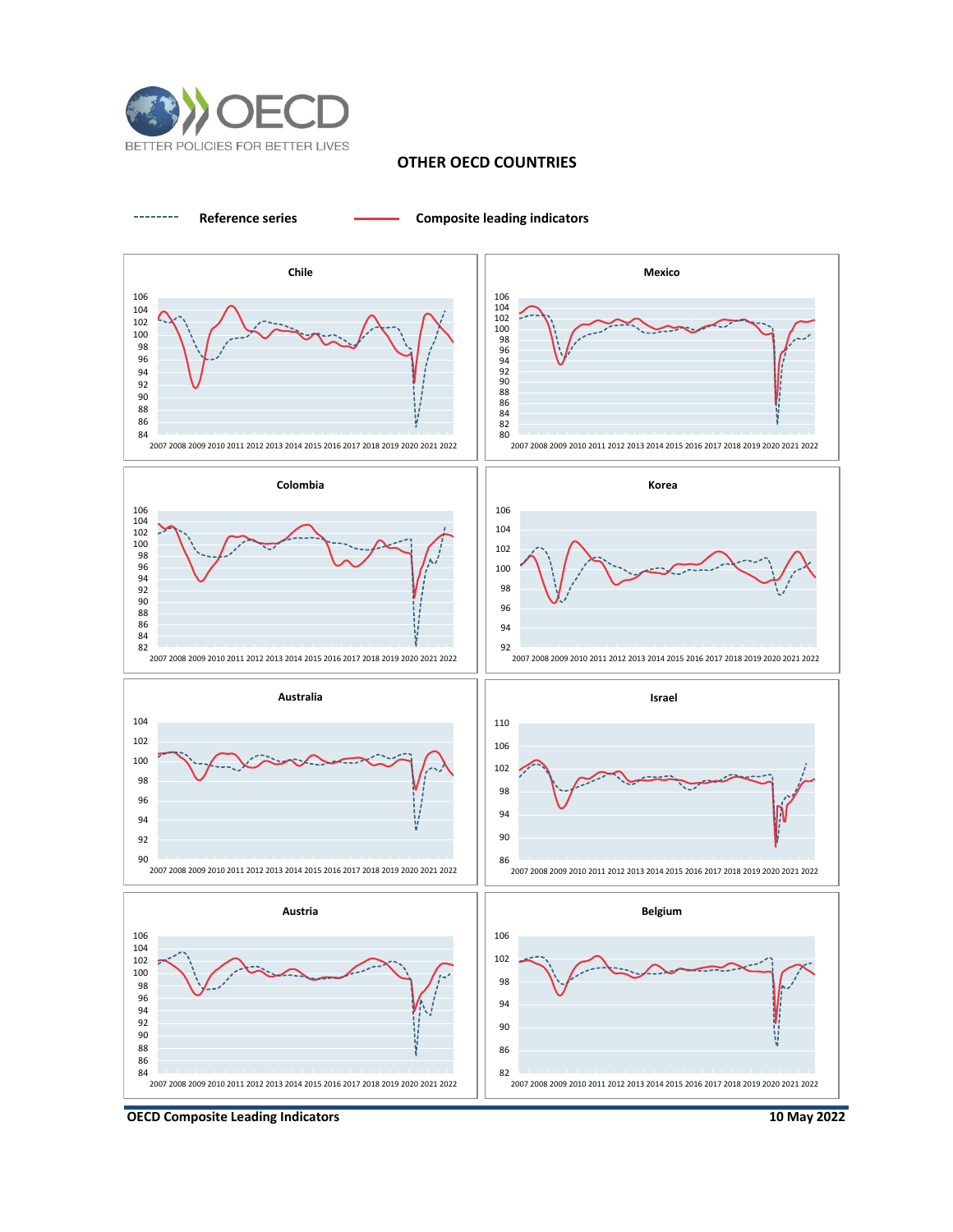## OTHER OECD COUNTRIES

Reference series — Composite leading indicators

### Chile

### Mexico

### Colombia

### Korea

### Australia

### Israel

### Austria

### Belgium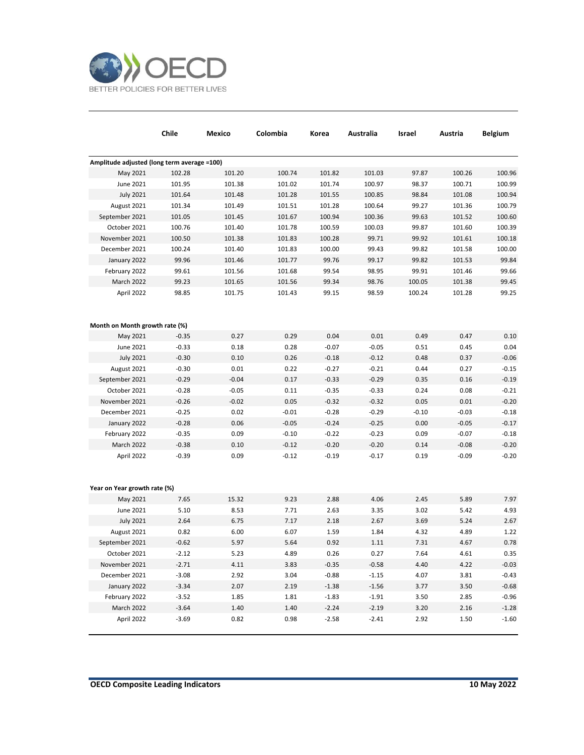| | Chile | Mexico | Colombia | Korea | Australia | Israel | Austria | Belgium |
|---|---|---|---|---|---|---|---|---|
| **Amplitude adjusted (long term average =100)** | | | | | | | | |
| May 2021 | 102.28 | 101.20 | 100.74 | 101.82 | 101.03 | 97.87 | 100.26 | 100.96 |
| June 2021 | 101.95 | 101.38 | 101.02 | 101.74 | 100.97 | 98.37 | 100.71 | 100.99 |
| July 2021 | 101.64 | 101.48 | 101.28 | 101.55 | 100.85 | 98.84 | 101.08 | 100.94 |
| August 2021 | 101.34 | 101.49 | 101.51 | 101.28 | 100.64 | 99.27 | 101.36 | 100.79 |
| September 2021 | 101.05 | 101.45 | 101.67 | 100.94 | 100.36 | 99.63 | 101.52 | 100.60 |
| October 2021 | 100.76 | 101.40 | 101.78 | 100.59 | 100.03 | 99.87 | 101.60 | 100.39 |
| November 2021 | 100.50 | 101.38 | 101.83 | 100.28 | 99.71 | 99.92 | 101.61 | 100.18 |
| December 2021 | 100.24 | 101.40 | 101.83 | 100.00 | 99.43 | 99.82 | 101.58 | 100.00 |
| January 2022 | 99.96 | 101.46 | 101.77 | 99.76 | 99.17 | 99.82 | 101.53 | 99.84 |
| February 2022 | 99.61 | 101.56 | 101.68 | 99.54 | 98.95 | 99.91 | 101.46 | 99.66 |
| March 2022 | 99.23 | 101.65 | 101.56 | 99.34 | 98.76 | 100.05 | 101.38 | 99.45 |
| April 2022 | 98.85 | 101.75 | 101.43 | 99.15 | 98.59 | 100.24 | 101.28 | 99.25 |
| **Month on Month growth rate (%)** | | | | | | | | |
| May 2021 | -0.35 | 0.27 | 0.29 | 0.04 | 0.01 | 0.49 | 0.47 | 0.10 |
| June 2021 | -0.33 | 0.18 | 0.28 | -0.07 | -0.05 | 0.51 | 0.45 | 0.04 |
| July 2021 | -0.30 | 0.10 | 0.26 | -0.18 | -0.12 | 0.48 | 0.37 | -0.06 |
| August 2021 | -0.30 | 0.01 | 0.22 | -0.27 | -0.21 | 0.44 | 0.27 | -0.15 |
| September 2021 | -0.29 | -0.04 | 0.17 | -0.33 | -0.29 | 0.35 | 0.16 | -0.19 |
| October 2021 | -0.28 | -0.05 | 0.11 | -0.35 | -0.33 | 0.24 | 0.08 | -0.21 |
| November 2021 | -0.26 | -0.02 | 0.05 | -0.32 | -0.32 | 0.05 | 0.01 | -0.20 |
| December 2021 | -0.25 | 0.02 | -0.01 | -0.28 | -0.29 | -0.10 | -0.03 | -0.18 |
| January 2022 | -0.28 | 0.06 | -0.05 | -0.24 | -0.25 | 0.00 | -0.05 | -0.17 |
| February 2022 | -0.35 | 0.09 | -0.10 | -0.22 | -0.23 | 0.09 | -0.07 | -0.18 |
| March 2022 | -0.38 | 0.10 | -0.12 | -0.20 | -0.20 | 0.14 | -0.08 | -0.20 |
| April 2022 | -0.39 | 0.09 | -0.12 | -0.19 | -0.17 | 0.19 | -0.09 | -0.20 |
| **Year on Year growth rate (%)** | | | | | | | | |
| May 2021 | 7.65 | 15.32 | 9.23 | 2.88 | 4.06 | 2.45 | 5.89 | 7.97 |
| June 2021 | 5.10 | 8.53 | 7.71 | 2.63 | 3.35 | 3.02 | 5.42 | 4.93 |
| July 2021 | 2.64 | 6.75 | 7.17 | 2.18 | 2.67 | 3.69 | 5.24 | 2.67 |
| August 2021 | 0.82 | 6.00 | 6.07 | 1.59 | 1.84 | 4.32 | 4.89 | 1.22 |
| September 2021 | -0.62 | 5.97 | 5.64 | 0.92 | 1.11 | 7.31 | 4.67 | 0.78 |
| October 2021 | -2.12 | 5.23 | 4.89 | 0.26 | 0.27 | 7.64 | 4.61 | 0.35 |
| November 2021 | -2.71 | 4.11 | 3.83 | -0.35 | -0.58 | 4.40 | 4.22 | -0.03 |
| December 2021 | -3.08 | 2.92 | 3.04 | -0.88 | -1.15 | 4.07 | 3.81 | -0.43 |
| January 2022 | -3.34 | 2.07 | 2.19 | -1.38 | -1.56 | 3.77 | 3.50 | -0.68 |
| February 2022 | -3.52 | 1.85 | 1.81 | -1.83 | -1.91 | 3.50 | 2.85 | -0.96 |
| March 2022 | -3.64 | 1.40 | 1.40 | -2.24 | -2.19 | 3.20 | 2.16 | -1.28 |
| April 2022 | -3.69 | 0.82 | 0.98 | -2.58 | -2.41 | 2.92 | 1.50 | -1.60 |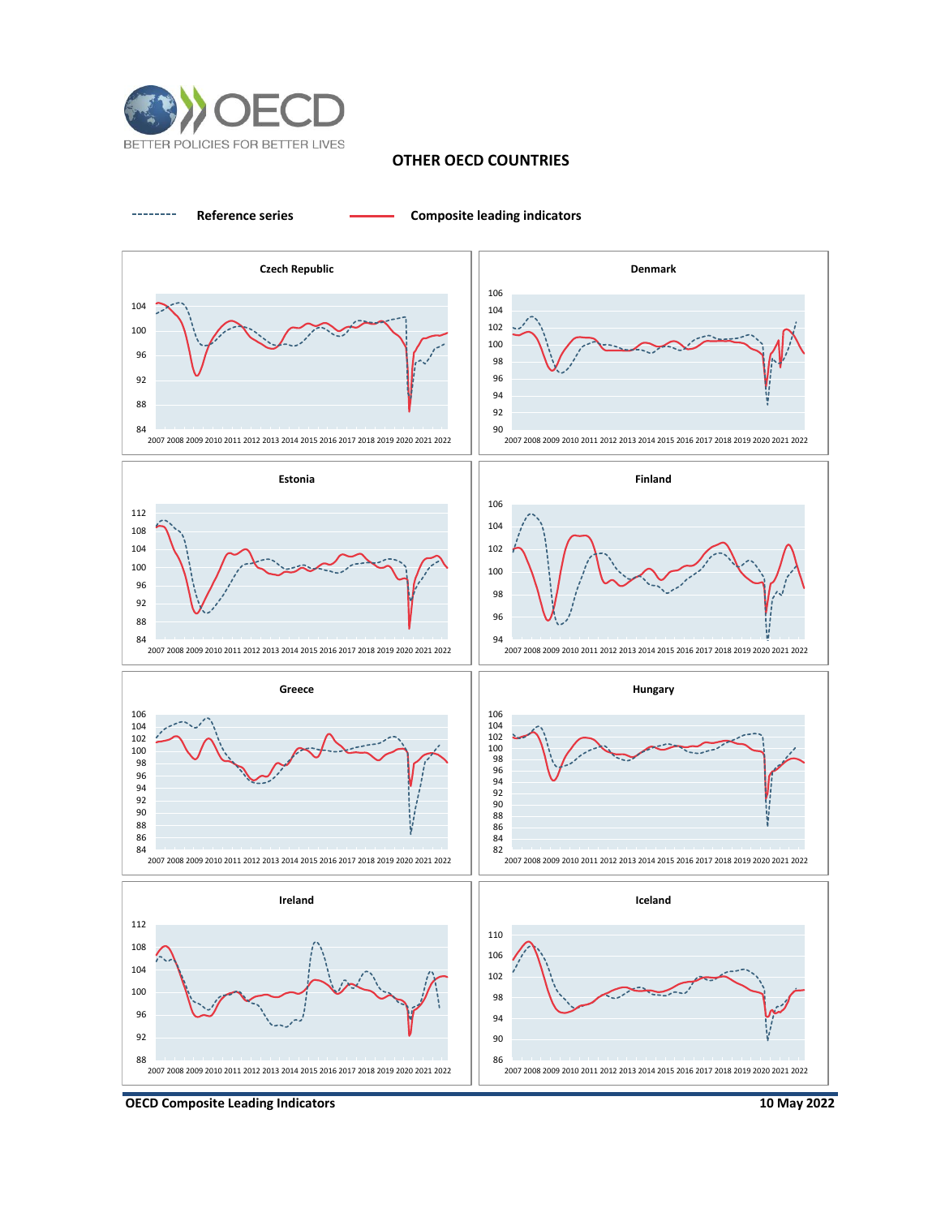## OTHER OECD COUNTRIES

Reference series    Composite leading indicators

### Czech Republic

### Denmark

### Estonia

### Finland

### Greece

### Hungary

### Ireland

### Iceland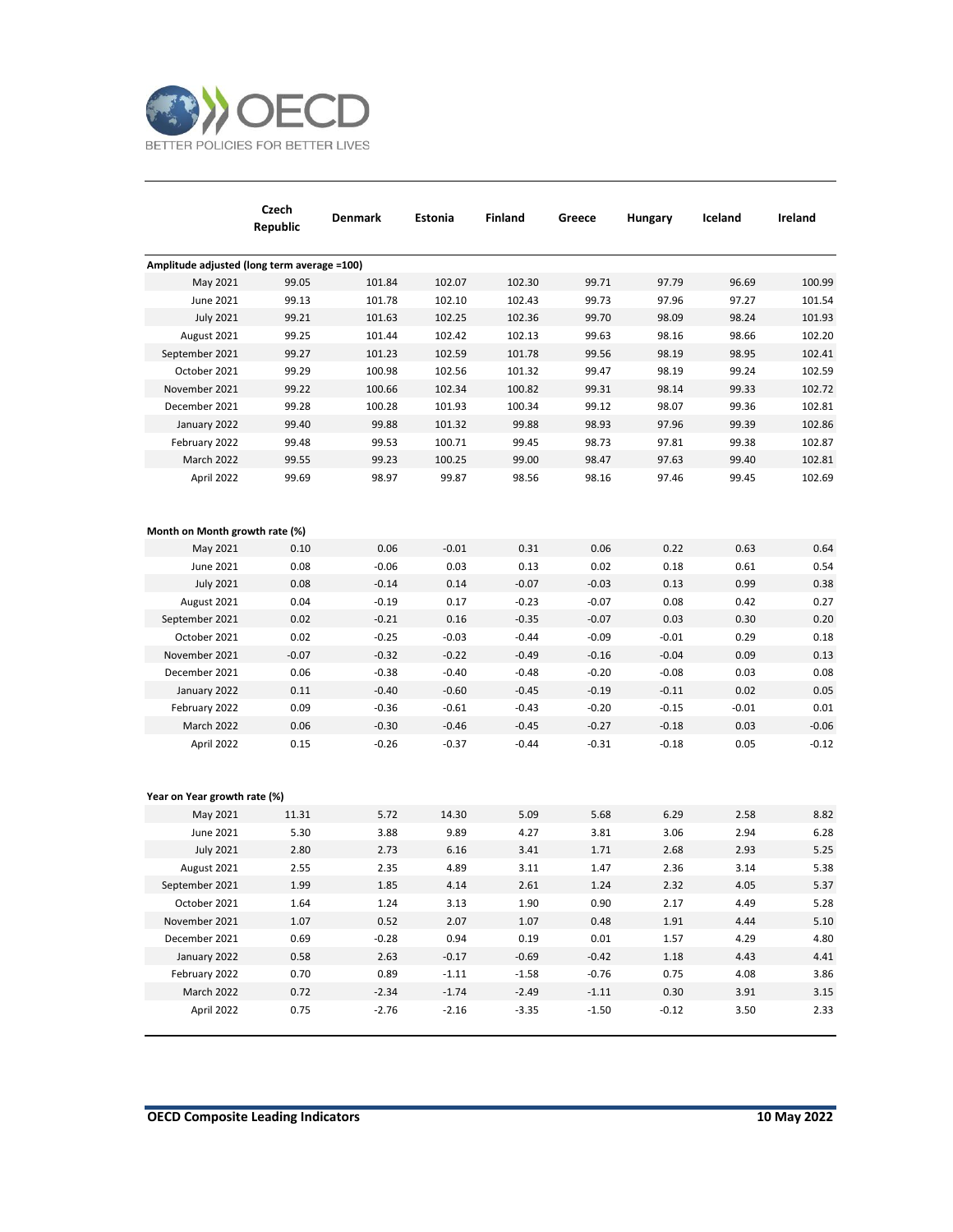| | Czech Republic | Denmark | Estonia | Finland | Greece | Hungary | Iceland | Ireland |
|---|---|---|---|---|---|---|---|---|
| **Amplitude adjusted (long term average =100)** | | | | | | | | |
| May 2021 | 99.05 | 101.84 | 102.07 | 102.30 | 99.71 | 97.79 | 96.69 | 100.99 |
| June 2021 | 99.13 | 101.78 | 102.10 | 102.43 | 99.73 | 97.96 | 97.27 | 101.54 |
| July 2021 | 99.21 | 101.63 | 102.25 | 102.36 | 99.70 | 98.09 | 98.24 | 101.93 |
| August 2021 | 99.25 | 101.44 | 102.42 | 102.13 | 99.63 | 98.16 | 98.66 | 102.20 |
| September 2021 | 99.27 | 101.23 | 102.59 | 101.78 | 99.56 | 98.19 | 98.95 | 102.41 |
| October 2021 | 99.29 | 100.98 | 102.56 | 101.32 | 99.47 | 98.19 | 99.24 | 102.59 |
| November 2021 | 99.22 | 100.66 | 102.34 | 100.82 | 99.31 | 98.14 | 99.33 | 102.72 |
| December 2021 | 99.28 | 100.28 | 101.93 | 100.34 | 99.12 | 98.07 | 99.36 | 102.81 |
| January 2022 | 99.40 | 99.88 | 101.32 | 99.88 | 98.93 | 97.96 | 99.39 | 102.86 |
| February 2022 | 99.48 | 99.53 | 100.71 | 99.45 | 98.73 | 97.81 | 99.38 | 102.87 |
| March 2022 | 99.55 | 99.23 | 100.25 | 99.00 | 98.47 | 97.63 | 99.40 | 102.81 |
| April 2022 | 99.69 | 98.97 | 99.87 | 98.56 | 98.16 | 97.46 | 99.45 | 102.69 |
| **Month on Month growth rate (%)** | | | | | | | | |
| May 2021 | 0.10 | 0.06 | -0.01 | 0.31 | 0.06 | 0.22 | 0.63 | 0.64 |
| June 2021 | 0.08 | -0.06 | 0.03 | 0.13 | 0.02 | 0.18 | 0.61 | 0.54 |
| July 2021 | 0.08 | -0.14 | 0.14 | -0.07 | -0.03 | 0.13 | 0.99 | 0.38 |
| August 2021 | 0.04 | -0.19 | 0.17 | -0.23 | -0.07 | 0.08 | 0.42 | 0.27 |
| September 2021 | 0.02 | -0.21 | 0.16 | -0.35 | -0.07 | 0.03 | 0.30 | 0.20 |
| October 2021 | 0.02 | -0.25 | -0.03 | -0.44 | -0.09 | -0.01 | 0.29 | 0.18 |
| November 2021 | -0.07 | -0.32 | -0.22 | -0.49 | -0.16 | -0.04 | 0.09 | 0.13 |
| December 2021 | 0.06 | -0.38 | -0.40 | -0.48 | -0.20 | -0.08 | 0.03 | 0.08 |
| January 2022 | 0.11 | -0.40 | -0.60 | -0.45 | -0.19 | -0.11 | 0.02 | 0.05 |
| February 2022 | 0.09 | -0.36 | -0.61 | -0.43 | -0.20 | -0.15 | -0.01 | 0.01 |
| March 2022 | 0.06 | -0.30 | -0.46 | -0.45 | -0.27 | -0.18 | 0.03 | -0.06 |
| April 2022 | 0.15 | -0.26 | -0.37 | -0.44 | -0.31 | -0.18 | 0.05 | -0.12 |
| **Year on Year growth rate (%)** | | | | | | | | |
| May 2021 | 11.31 | 5.72 | 14.30 | 5.09 | 5.68 | 6.29 | 2.58 | 8.82 |
| June 2021 | 5.30 | 3.88 | 9.89 | 4.27 | 3.81 | 3.06 | 2.94 | 6.28 |
| July 2021 | 2.80 | 2.73 | 6.16 | 3.41 | 1.71 | 2.68 | 2.93 | 5.25 |
| August 2021 | 2.55 | 2.35 | 4.89 | 3.11 | 1.47 | 2.36 | 3.14 | 5.38 |
| September 2021 | 1.99 | 1.85 | 4.14 | 2.61 | 1.24 | 2.32 | 4.05 | 5.37 |
| October 2021 | 1.64 | 1.24 | 3.13 | 1.90 | 0.90 | 2.17 | 4.49 | 5.28 |
| November 2021 | 1.07 | 0.52 | 2.07 | 1.07 | 0.48 | 1.91 | 4.44 | 5.10 |
| December 2021 | 0.69 | -0.28 | 0.94 | 0.19 | 0.01 | 1.57 | 4.29 | 4.80 |
| January 2022 | 0.58 | 2.63 | -0.17 | -0.69 | -0.42 | 1.18 | 4.43 | 4.41 |
| February 2022 | 0.70 | 0.89 | -1.11 | -1.58 | -0.76 | 0.75 | 4.08 | 3.86 |
| March 2022 | 0.72 | -2.34 | -1.74 | -2.49 | -1.11 | 0.30 | 3.91 | 3.15 |
| April 2022 | 0.75 | -2.76 | -2.16 | -3.35 | -1.50 | -0.12 | 3.50 | 2.33 |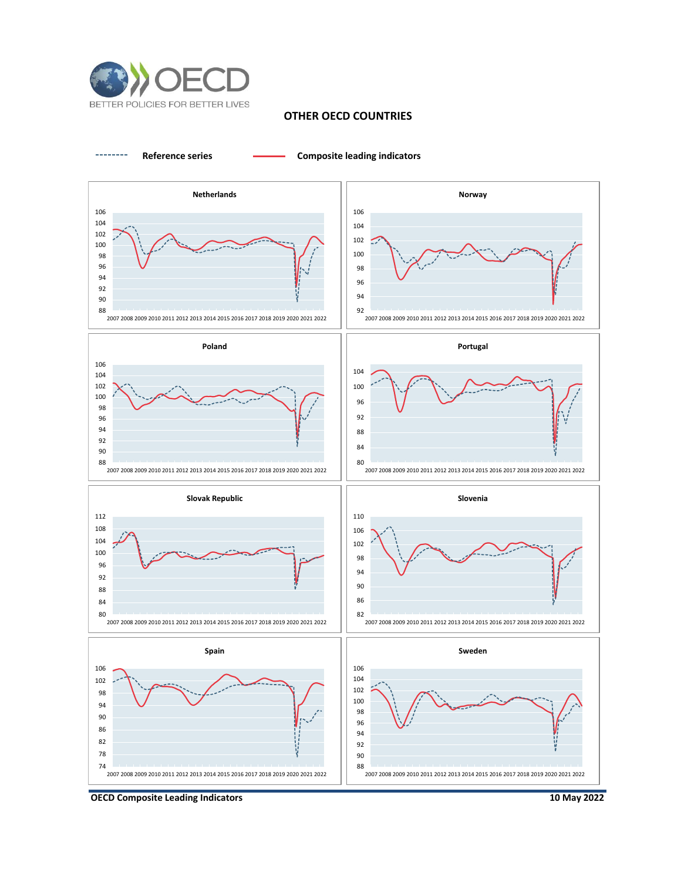## OTHER OECD COUNTRIES

Reference series — Composite leading indicators

**Netherlands**

**Norway**

**Poland**

**Portugal**

**Slovak Republic**

**Slovenia**

**Spain**

**Sweden**

OECD Composite Leading Indicators — 10 May 2022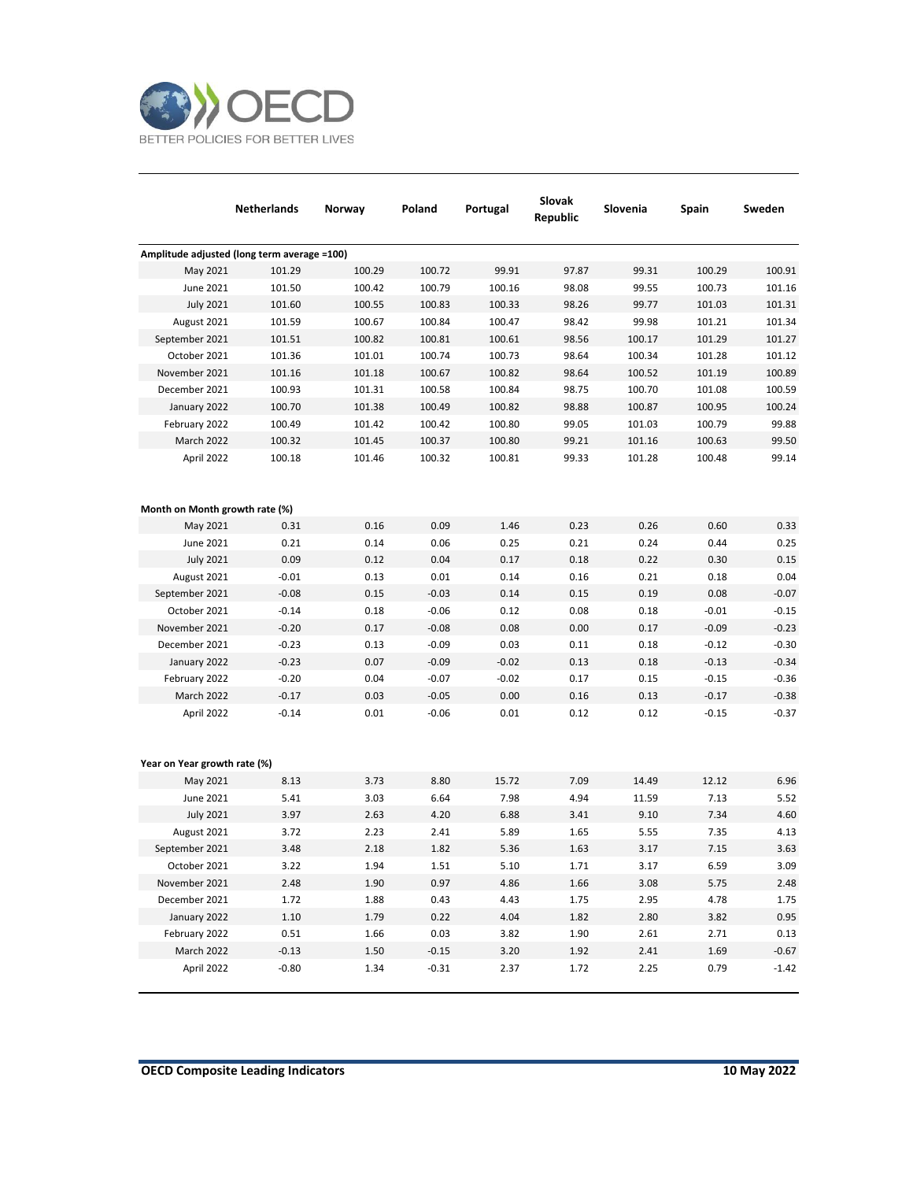| | Netherlands | Norway | Poland | Portugal | Slovak Republic | Slovenia | Spain | Sweden |
|---|---|---|---|---|---|---|---|---|
| **Amplitude adjusted (long term average =100)** | | | | | | | | |
| May 2021 | 101.29 | 100.29 | 100.72 | 99.91 | 97.87 | 99.31 | 100.29 | 100.91 |
| June 2021 | 101.50 | 100.42 | 100.79 | 100.16 | 98.08 | 99.55 | 100.73 | 101.16 |
| July 2021 | 101.60 | 100.55 | 100.83 | 100.33 | 98.26 | 99.77 | 101.03 | 101.31 |
| August 2021 | 101.59 | 100.67 | 100.84 | 100.47 | 98.42 | 99.98 | 101.21 | 101.34 |
| September 2021 | 101.51 | 100.82 | 100.81 | 100.61 | 98.56 | 100.17 | 101.29 | 101.27 |
| October 2021 | 101.36 | 101.01 | 100.74 | 100.73 | 98.64 | 100.34 | 101.28 | 101.12 |
| November 2021 | 101.16 | 101.18 | 100.67 | 100.82 | 98.64 | 100.52 | 101.19 | 100.89 |
| December 2021 | 100.93 | 101.31 | 100.58 | 100.84 | 98.75 | 100.70 | 101.08 | 100.59 |
| January 2022 | 100.70 | 101.38 | 100.49 | 100.82 | 98.88 | 100.87 | 100.95 | 100.24 |
| February 2022 | 100.49 | 101.42 | 100.42 | 100.80 | 99.05 | 101.03 | 100.79 | 99.88 |
| March 2022 | 100.32 | 101.45 | 100.37 | 100.80 | 99.21 | 101.16 | 100.63 | 99.50 |
| April 2022 | 100.18 | 101.46 | 100.32 | 100.81 | 99.33 | 101.28 | 100.48 | 99.14 |
| **Month on Month growth rate (%)** | | | | | | | | |
| May 2021 | 0.31 | 0.16 | 0.09 | 1.46 | 0.23 | 0.26 | 0.60 | 0.33 |
| June 2021 | 0.21 | 0.14 | 0.06 | 0.25 | 0.21 | 0.24 | 0.44 | 0.25 |
| July 2021 | 0.09 | 0.12 | 0.04 | 0.17 | 0.18 | 0.22 | 0.30 | 0.15 |
| August 2021 | -0.01 | 0.13 | 0.01 | 0.14 | 0.16 | 0.21 | 0.18 | 0.04 |
| September 2021 | -0.08 | 0.15 | -0.03 | 0.14 | 0.15 | 0.19 | 0.08 | -0.07 |
| October 2021 | -0.14 | 0.18 | -0.06 | 0.12 | 0.08 | 0.18 | -0.01 | -0.15 |
| November 2021 | -0.20 | 0.17 | -0.08 | 0.08 | 0.00 | 0.17 | -0.09 | -0.23 |
| December 2021 | -0.23 | 0.13 | -0.09 | 0.03 | 0.11 | 0.18 | -0.12 | -0.30 |
| January 2022 | -0.23 | 0.07 | -0.09 | -0.02 | 0.13 | 0.18 | -0.13 | -0.34 |
| February 2022 | -0.20 | 0.04 | -0.07 | -0.02 | 0.17 | 0.15 | -0.15 | -0.36 |
| March 2022 | -0.17 | 0.03 | -0.05 | 0.00 | 0.16 | 0.13 | -0.17 | -0.38 |
| April 2022 | -0.14 | 0.01 | -0.06 | 0.01 | 0.12 | 0.12 | -0.15 | -0.37 |
| **Year on Year growth rate (%)** | | | | | | | | |
| May 2021 | 8.13 | 3.73 | 8.80 | 15.72 | 7.09 | 14.49 | 12.12 | 6.96 |
| June 2021 | 5.41 | 3.03 | 6.64 | 7.98 | 4.94 | 11.59 | 7.13 | 5.52 |
| July 2021 | 3.97 | 2.63 | 4.20 | 6.88 | 3.41 | 9.10 | 7.34 | 4.60 |
| August 2021 | 3.72 | 2.23 | 2.41 | 5.89 | 1.65 | 5.55 | 7.35 | 4.13 |
| September 2021 | 3.48 | 2.18 | 1.82 | 5.36 | 1.63 | 3.17 | 7.15 | 3.63 |
| October 2021 | 3.22 | 1.94 | 1.51 | 5.10 | 1.71 | 3.17 | 6.59 | 3.09 |
| November 2021 | 2.48 | 1.90 | 0.97 | 4.86 | 1.66 | 3.08 | 5.75 | 2.48 |
| December 2021 | 1.72 | 1.88 | 0.43 | 4.43 | 1.75 | 2.95 | 4.78 | 1.75 |
| January 2022 | 1.10 | 1.79 | 0.22 | 4.04 | 1.82 | 2.80 | 3.82 | 0.95 |
| February 2022 | 0.51 | 1.66 | 0.03 | 3.82 | 1.90 | 2.61 | 2.71 | 0.13 |
| March 2022 | -0.13 | 1.50 | -0.15 | 3.20 | 1.92 | 2.41 | 1.69 | -0.67 |
| April 2022 | -0.80 | 1.34 | -0.31 | 2.37 | 1.72 | 2.25 | 0.79 | -1.42 |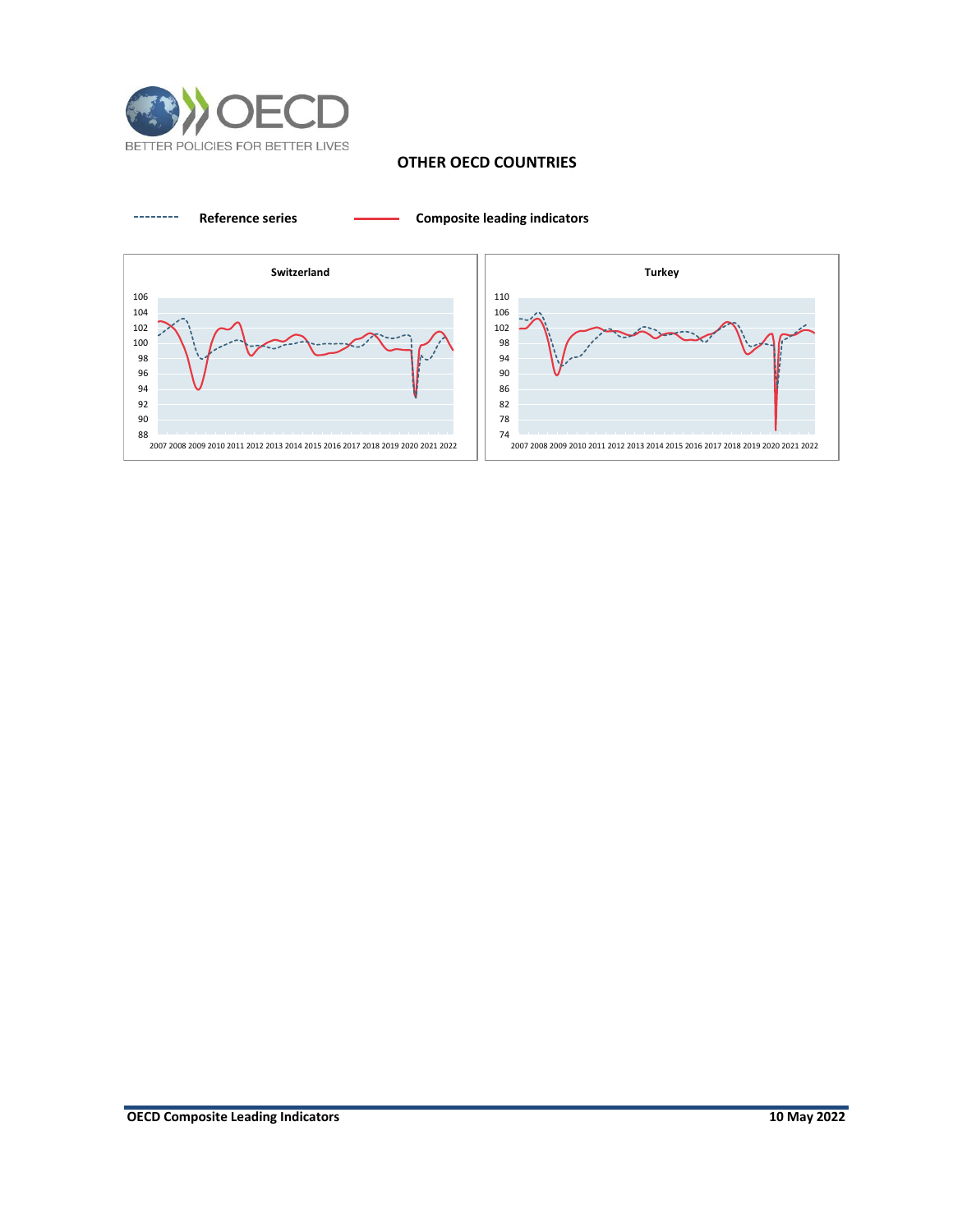## OTHER OECD COUNTRIES

-------- Reference series —— Composite leading indicators

**Switzerland**

**Turkey**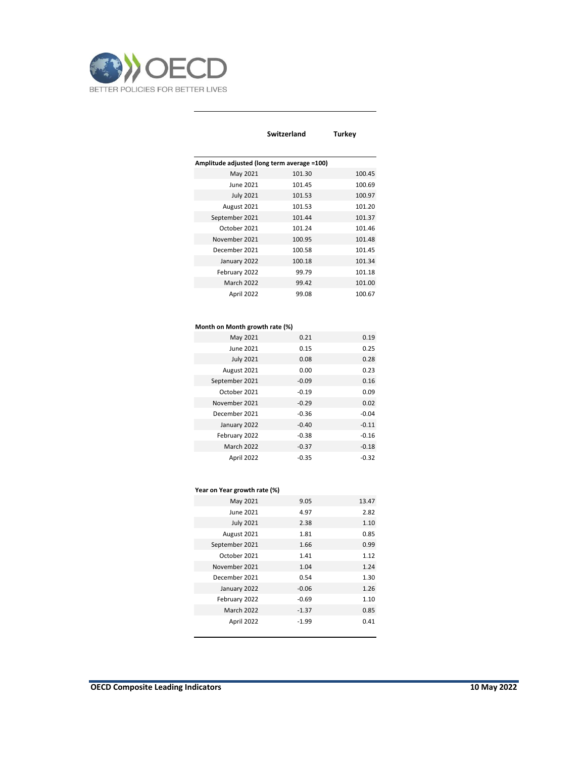| | Switzerland | Turkey |
|---|---|---|
| **Amplitude adjusted (long term average =100)** | | |
| May 2021 | 101.30 | 100.45 |
| June 2021 | 101.45 | 100.69 |
| July 2021 | 101.53 | 100.97 |
| August 2021 | 101.53 | 101.20 |
| September 2021 | 101.44 | 101.37 |
| October 2021 | 101.24 | 101.46 |
| November 2021 | 100.95 | 101.48 |
| December 2021 | 100.58 | 101.45 |
| January 2022 | 100.18 | 101.34 |
| February 2022 | 99.79 | 101.18 |
| March 2022 | 99.42 | 101.00 |
| April 2022 | 99.08 | 100.67 |
| **Month on Month growth rate (%)** | | |
| May 2021 | 0.21 | 0.19 |
| June 2021 | 0.15 | 0.25 |
| July 2021 | 0.08 | 0.28 |
| August 2021 | 0.00 | 0.23 |
| September 2021 | -0.09 | 0.16 |
| October 2021 | -0.19 | 0.09 |
| November 2021 | -0.29 | 0.02 |
| December 2021 | -0.36 | -0.04 |
| January 2022 | -0.40 | -0.11 |
| February 2022 | -0.38 | -0.16 |
| March 2022 | -0.37 | -0.18 |
| April 2022 | -0.35 | -0.32 |
| **Year on Year growth rate (%)** | | |
| May 2021 | 9.05 | 13.47 |
| June 2021 | 4.97 | 2.82 |
| July 2021 | 2.38 | 1.10 |
| August 2021 | 1.81 | 0.85 |
| September 2021 | 1.66 | 0.99 |
| October 2021 | 1.41 | 1.12 |
| November 2021 | 1.04 | 1.24 |
| December 2021 | 0.54 | 1.30 |
| January 2022 | -0.06 | 1.26 |
| February 2022 | -0.69 | 1.10 |
| March 2022 | -1.37 | 0.85 |
| April 2022 | -1.99 | 0.41 |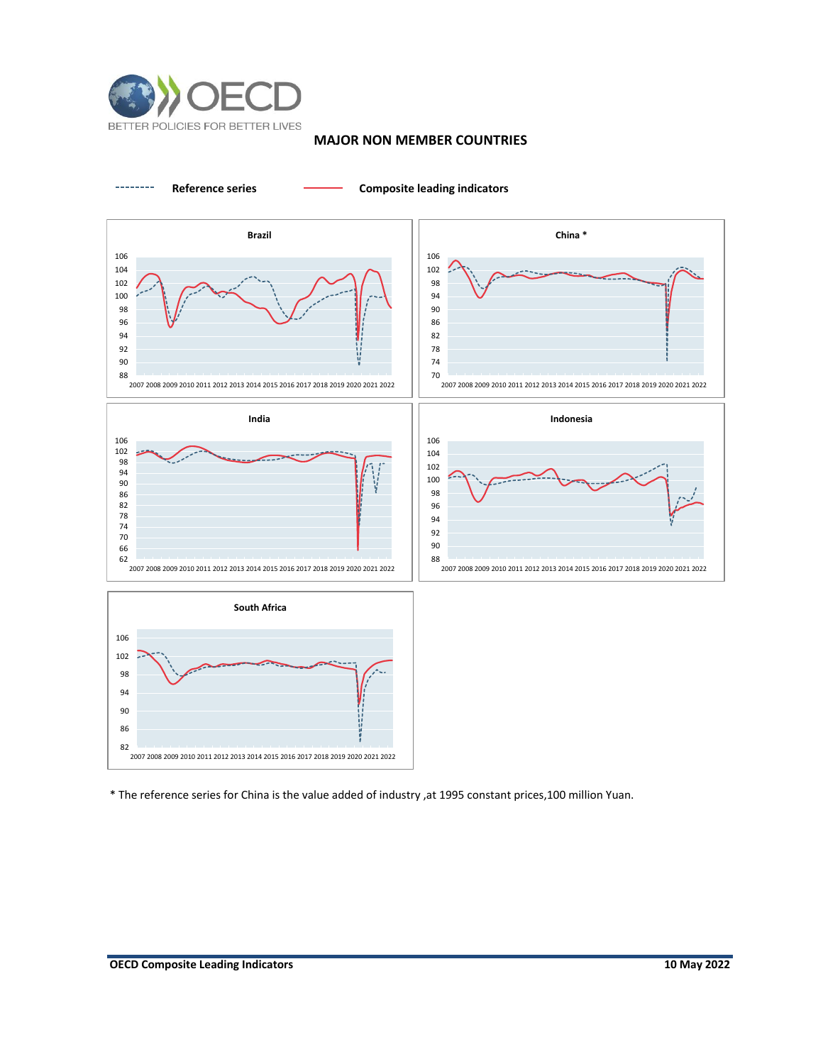## MAJOR NON MEMBER COUNTRIES

Reference series — Composite leading indicators

Brazil

China *

India

Indonesia

South Africa

* The reference series for China is the value added of industry ,at 1995 constant prices,100 million Yuan.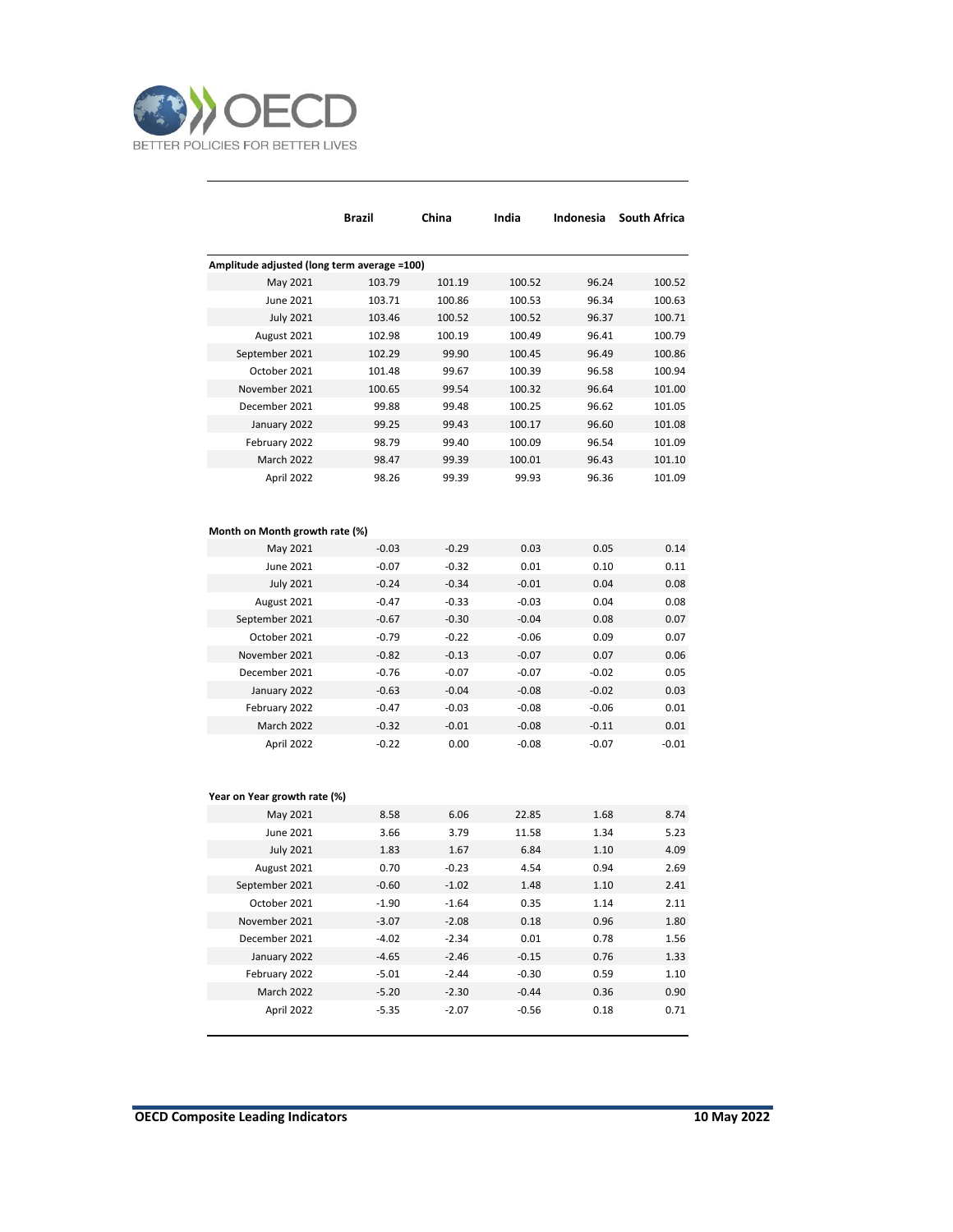| | Brazil | China | India | Indonesia | South Africa |
|---|---|---|---|---|---|
| **Amplitude adjusted (long term average =100)** | | | | | |
| May 2021 | 103.79 | 101.19 | 100.52 | 96.24 | 100.52 |
| June 2021 | 103.71 | 100.86 | 100.53 | 96.34 | 100.63 |
| July 2021 | 103.46 | 100.52 | 100.52 | 96.37 | 100.71 |
| August 2021 | 102.98 | 100.19 | 100.49 | 96.41 | 100.79 |
| September 2021 | 102.29 | 99.90 | 100.45 | 96.49 | 100.86 |
| October 2021 | 101.48 | 99.67 | 100.39 | 96.58 | 100.94 |
| November 2021 | 100.65 | 99.54 | 100.32 | 96.64 | 101.00 |
| December 2021 | 99.88 | 99.48 | 100.25 | 96.62 | 101.05 |
| January 2022 | 99.25 | 99.43 | 100.17 | 96.60 | 101.08 |
| February 2022 | 98.79 | 99.40 | 100.09 | 96.54 | 101.09 |
| March 2022 | 98.47 | 99.39 | 100.01 | 96.43 | 101.10 |
| April 2022 | 98.26 | 99.39 | 99.93 | 96.36 | 101.09 |
| **Month on Month growth rate (%)** | | | | | |
| May 2021 | -0.03 | -0.29 | 0.03 | 0.05 | 0.14 |
| June 2021 | -0.07 | -0.32 | 0.01 | 0.10 | 0.11 |
| July 2021 | -0.24 | -0.34 | -0.01 | 0.04 | 0.08 |
| August 2021 | -0.47 | -0.33 | -0.03 | 0.04 | 0.08 |
| September 2021 | -0.67 | -0.30 | -0.04 | 0.08 | 0.07 |
| October 2021 | -0.79 | -0.22 | -0.06 | 0.09 | 0.07 |
| November 2021 | -0.82 | -0.13 | -0.07 | 0.07 | 0.06 |
| December 2021 | -0.76 | -0.07 | -0.07 | -0.02 | 0.05 |
| January 2022 | -0.63 | -0.04 | -0.08 | -0.02 | 0.03 |
| February 2022 | -0.47 | -0.03 | -0.08 | -0.06 | 0.01 |
| March 2022 | -0.32 | -0.01 | -0.08 | -0.11 | 0.01 |
| April 2022 | -0.22 | 0.00 | -0.08 | -0.07 | -0.01 |
| **Year on Year growth rate (%)** | | | | | |
| May 2021 | 8.58 | 6.06 | 22.85 | 1.68 | 8.74 |
| June 2021 | 3.66 | 3.79 | 11.58 | 1.34 | 5.23 |
| July 2021 | 1.83 | 1.67 | 6.84 | 1.10 | 4.09 |
| August 2021 | 0.70 | -0.23 | 4.54 | 0.94 | 2.69 |
| September 2021 | -0.60 | -1.02 | 1.48 | 1.10 | 2.41 |
| October 2021 | -1.90 | -1.64 | 0.35 | 1.14 | 2.11 |
| November 2021 | -3.07 | -2.08 | 0.18 | 0.96 | 1.80 |
| December 2021 | -4.02 | -2.34 | 0.01 | 0.78 | 1.56 |
| January 2022 | -4.65 | -2.46 | -0.15 | 0.76 | 1.33 |
| February 2022 | -5.01 | -2.44 | -0.30 | 0.59 | 1.10 |
| March 2022 | -5.20 | -2.30 | -0.44 | 0.36 | 0.90 |
| April 2022 | -5.35 | -2.07 | -0.56 | 0.18 | 0.71 |